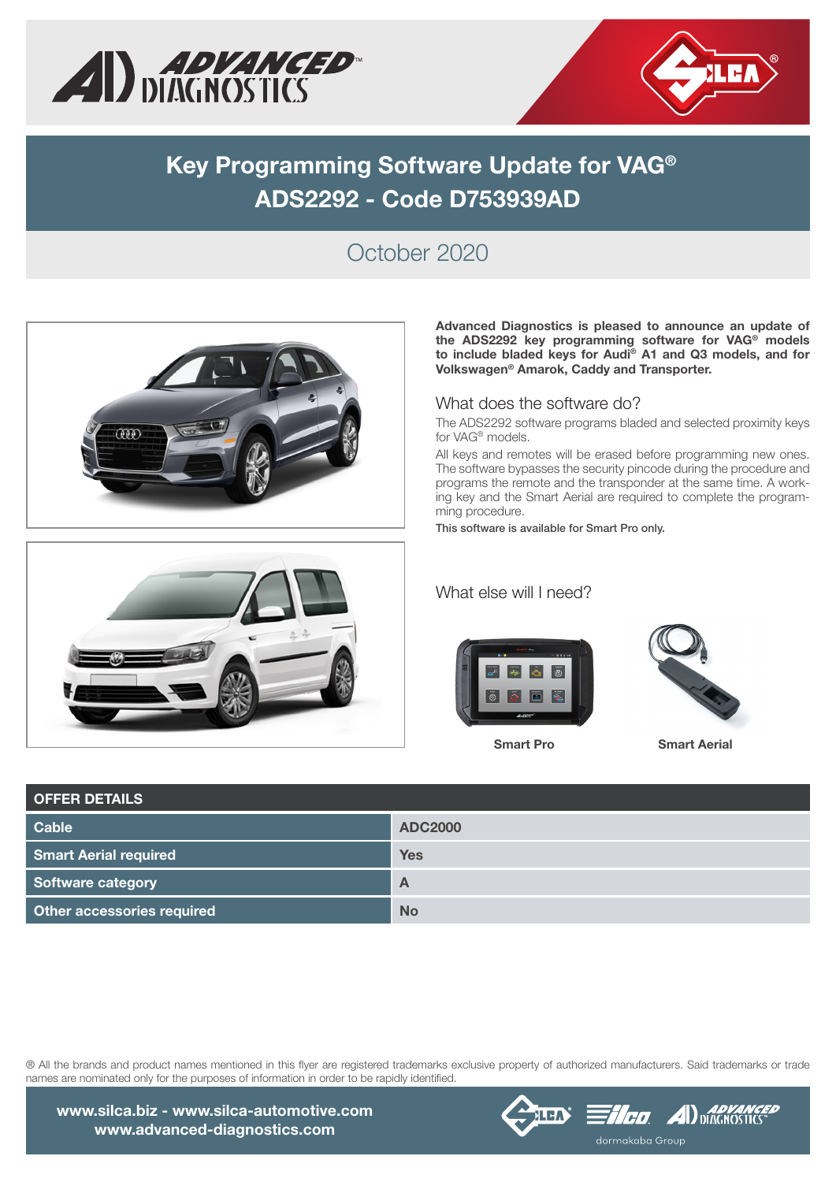# Key Programming Software Update for VAG®
# ADS2292 - Code D753939AD

## October 2020

**Advanced Diagnostics is pleased to announce an update of the ADS2292 key programming software for VAG® models to include bladed keys for Audi® A1 and Q3 models, and for Volkswagen® Amarok, Caddy and Transporter.**

### What does the software do?

The ADS2292 software programs bladed and selected proximity keys for VAG® models.

All keys and remotes will be erased before programming new ones. The software bypasses the security pincode during the procedure and programs the remote and the transponder at the same time. A working key and the Smart Aerial are required to complete the programming procedure.

**This software is available for Smart Pro only.**

### What else will I need?

**Smart Pro**

**Smart Aerial**

| OFFER DETAILS | |
|---|---|
| **Cable** | **ADC2000** |
| **Smart Aerial required** | **Yes** |
| **Software category** | **A** |
| **Other accessories required** | **No** |

® All the brands and product names mentioned in this flyer are registered trademarks exclusive property of authorized manufacturers. Said trademarks or trade names are nominated only for the purposes of information in order to be rapidly identified.

**www.silca.biz - www.silca-automotive.com**
**www.advanced-diagnostics.com**

dormakaba Group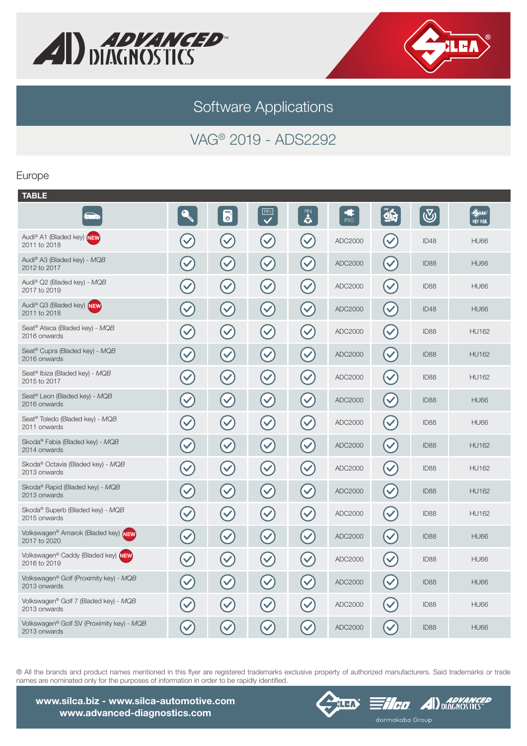# Software Applications

## VAG® 2019 - ADS2292

Europe

**TABLE**

| Vehicle | Key | Remote | PIN | PIN | PRO | | | KEY REF. |
|---|---|---|---|---|---|---|---|---|
| Audi® A1 (Baded key) NEW 2011 to 2018 | ✓ | ✓ | ✓ | ✓ | ADC2000 | ✓ | ID48 | HU66 |
| Audi® A3 (Baded key) - *MQB* 2012 to 2017 | ✓ | ✓ | ✓ | ✓ | ADC2000 | ✓ | ID88 | HU66 |
| Audi® Q2 (Baded key) - *MQB* 2017 to 2019 | ✓ | ✓ | ✓ | ✓ | ADC2000 | ✓ | ID88 | HU66 |
| Audi® Q3 (Baded key) NEW 2011 to 2018 | ✓ | ✓ | ✓ | ✓ | ADC2000 | ✓ | ID48 | HU66 |
| Seat® Ateca (Baded key) - *MQB* 2016 onwards | ✓ | ✓ | ✓ | ✓ | ADC2000 | ✓ | ID88 | HU162 |
| Seat® Cupra (Baded key) - *MQB* 2016 onwards | ✓ | ✓ | ✓ | ✓ | ADC2000 | ✓ | ID88 | HU162 |
| Seat® Ibiza (Baded key) - *MQB* 2015 to 2017 | ✓ | ✓ | ✓ | ✓ | ADC2000 | ✓ | ID88 | HU162 |
| Seat® Leon (Baded key) - *MQB* 2016 onwards | ✓ | ✓ | ✓ | ✓ | ADC2000 | ✓ | ID88 | HU66 |
| Seat® Toledo (Baded key) - *MQB* 2011 onwards | ✓ | ✓ | ✓ | ✓ | ADC2000 | ✓ | ID88 | HU66 |
| Skoda® Fabia (Baded key) - *MQB* 2014 onwards | ✓ | ✓ | ✓ | ✓ | ADC2000 | ✓ | ID88 | HU162 |
| Skoda® Octavia (Baded key) - *MQB* 2013 onwards | ✓ | ✓ | ✓ | ✓ | ADC2000 | ✓ | ID88 | HU162 |
| Skoda® Rapid (Baded key) - *MQB* 2013 onwards | ✓ | ✓ | ✓ | ✓ | ADC2000 | ✓ | ID88 | HU162 |
| Skoda® Superb (Baded key) - *MQB* 2015 onwards | ✓ | ✓ | ✓ | ✓ | ADC2000 | ✓ | ID88 | HU162 |
| Volkswagen® Amarok (Baded key) NEW 2017 to 2020 | ✓ | ✓ | ✓ | ✓ | ADC2000 | ✓ | ID88 | HU66 |
| Volkswagen® Caddy (Baded key) NEW 2016 to 2019 | ✓ | ✓ | ✓ | ✓ | ADC2000 | ✓ | ID88 | HU66 |
| Volkswagen® Golf (Proximity key) - *MQB* 2013 onwards | ✓ | ✓ | ✓ | ✓ | ADC2000 | ✓ | ID88 | HU66 |
| Volkswagen® Golf 7 (Baded key) - *MQB* 2013 onwards | ✓ | ✓ | ✓ | ✓ | ADC2000 | ✓ | ID88 | HU66 |
| Volkswagen® Golf SV (Proximity key) - *MQB* 2013 onwards | ✓ | ✓ | ✓ | ✓ | ADC2000 | ✓ | ID88 | HU66 |

® All the brands and product names mentioned in this flyer are registered trademarks exclusive property of authorized manufacturers. Said trademarks or trade names are nominated only for the purposes of information in order to be rapidly identified.

**www.silca.biz - www.silca-automotive.com**
**www.advanced-diagnostics.com**

dormakaba Group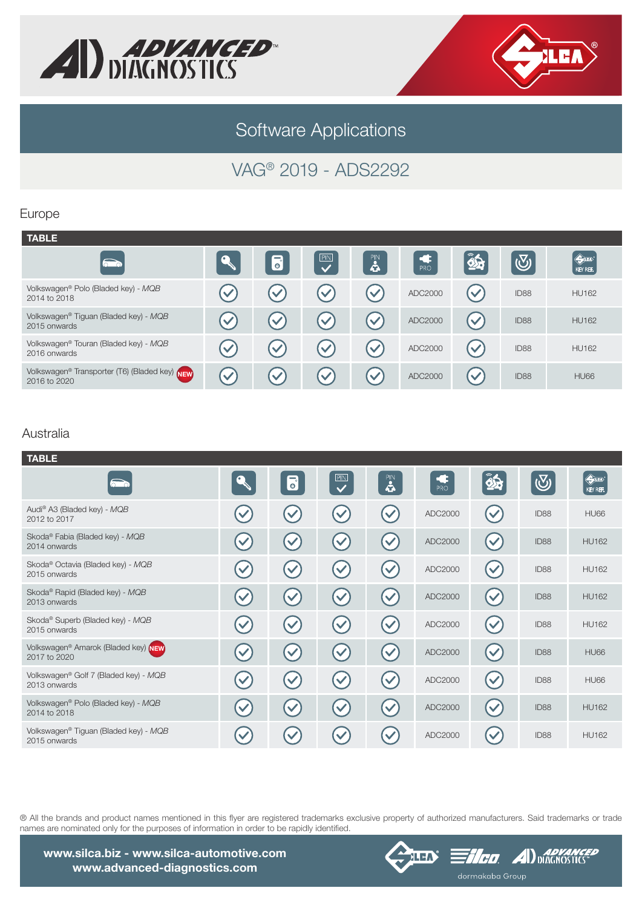# Software Applications

## VAG® 2019 - ADS2292

### Europe

**TABLE**

| | | | PIN ✓ | PIN | PRO | | | KEY REF. |
|---|---|---|---|---|---|---|---|---|
| Volkswagen® Polo (Bladed key) - *MQB* 2014 to 2018 | ✓ | ✓ | ✓ | ✓ | ADC2000 | ✓ | ID88 | HU162 |
| Volkswagen® Tiguan (Bladed key) - *MQB* 2015 onwards | ✓ | ✓ | ✓ | ✓ | ADC2000 | ✓ | ID88 | HU162 |
| Volkswagen® Touran (Bladed key) - *MQB* 2016 onwards | ✓ | ✓ | ✓ | ✓ | ADC2000 | ✓ | ID88 | HU162 |
| Volkswagen® Transporter (T6) (Bladed key) NEW 2016 to 2020 | ✓ | ✓ | ✓ | ✓ | ADC2000 | ✓ | ID88 | HU66 |

### Australia

**TABLE**

| | | | PIN ✓ | PIN | PRO | | | KEY REF. |
|---|---|---|---|---|---|---|---|---|
| Audi® A3 (Bladed key) - *MQB* 2012 to 2017 | ✓ | ✓ | ✓ | ✓ | ADC2000 | ✓ | ID88 | HU66 |
| Skoda® Fabia (Bladed key) - *MQB* 2014 onwards | ✓ | ✓ | ✓ | ✓ | ADC2000 | ✓ | ID88 | HU162 |
| Skoda® Octavia (Bladed key) - *MQB* 2015 onwards | ✓ | ✓ | ✓ | ✓ | ADC2000 | ✓ | ID88 | HU162 |
| Skoda® Rapid (Bladed key) - *MQB* 2013 onwards | ✓ | ✓ | ✓ | ✓ | ADC2000 | ✓ | ID88 | HU162 |
| Skoda® Superb (Bladed key) - *MQB* 2015 onwards | ✓ | ✓ | ✓ | ✓ | ADC2000 | ✓ | ID88 | HU162 |
| Volkswagen® Amarok (Bladed key) NEW 2017 to 2020 | ✓ | ✓ | ✓ | ✓ | ADC2000 | ✓ | ID88 | HU66 |
| Volkswagen® Golf 7 (Bladed key) - *MQB* 2013 onwards | ✓ | ✓ | ✓ | ✓ | ADC2000 | ✓ | ID88 | HU66 |
| Volkswagen® Polo (Bladed key) - *MQB* 2014 to 2018 | ✓ | ✓ | ✓ | ✓ | ADC2000 | ✓ | ID88 | HU162 |
| Volkswagen® Tiguan (Bladed key) - *MQB* 2015 onwards | ✓ | ✓ | ✓ | ✓ | ADC2000 | ✓ | ID88 | HU162 |

® All the brands and product names mentioned in this flyer are registered trademarks exclusive property of authorized manufacturers. Said trademarks or trade names are nominated only for the purposes of information in order to be rapidly identified.

**www.silca.biz - www.silca-automotive.com**
**www.advanced-diagnostics.com**

dormakaba Group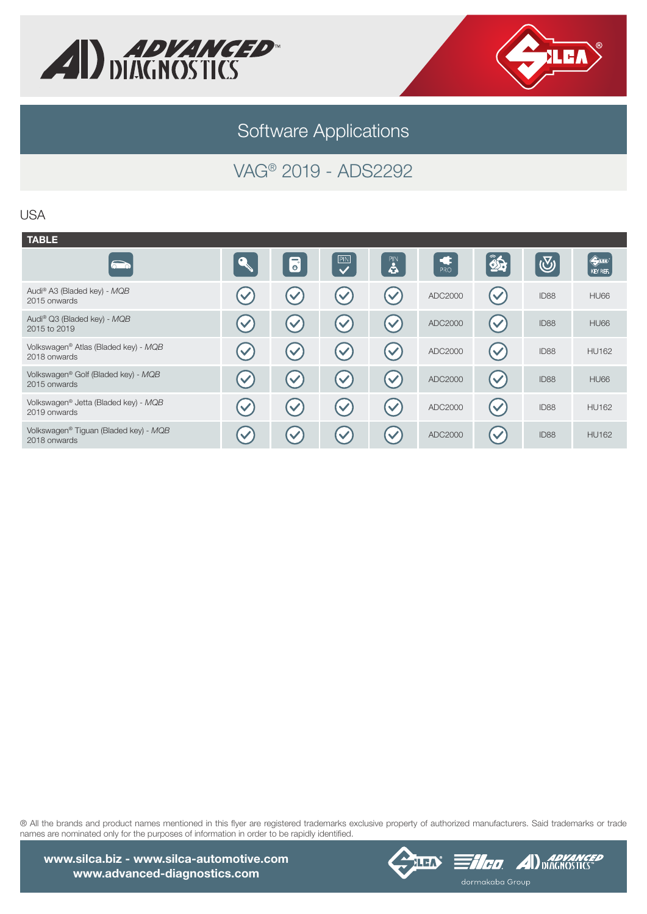# Software Applications

## VAG® 2019 - ADS2292

USA

**TABLE**

| | | | | | | | | |
|---|---|---|---|---|---|---|---|---|
| Audi® A3 (Bladed key) - *MQB* 2015 onwards | ✓ | ✓ | ✓ | ✓ | ADC2000 | ✓ | ID88 | HU66 |
| Audi® Q3 (Bladed key) - *MQB* 2015 to 2019 | ✓ | ✓ | ✓ | ✓ | ADC2000 | ✓ | ID88 | HU66 |
| Volkswagen® Atlas (Bladed key) - *MQB* 2018 onwards | ✓ | ✓ | ✓ | ✓ | ADC2000 | ✓ | ID88 | HU162 |
| Volkswagen® Golf (Bladed key) - *MQB* 2015 onwards | ✓ | ✓ | ✓ | ✓ | ADC2000 | ✓ | ID88 | HU66 |
| Volkswagen® Jetta (Bladed key) - *MQB* 2019 onwards | ✓ | ✓ | ✓ | ✓ | ADC2000 | ✓ | ID88 | HU162 |
| Volkswagen® Tiguan (Bladed key) - *MQB* 2018 onwards | ✓ | ✓ | ✓ | ✓ | ADC2000 | ✓ | ID88 | HU162 |

® All the brands and product names mentioned in this flyer are registered trademarks exclusive property of authorized manufacturers. Said trademarks or trade names are nominated only for the purposes of information in order to be rapidly identified.

**www.silca.biz - www.silca-automotive.com**
**www.advanced-diagnostics.com**

dormakaba Group